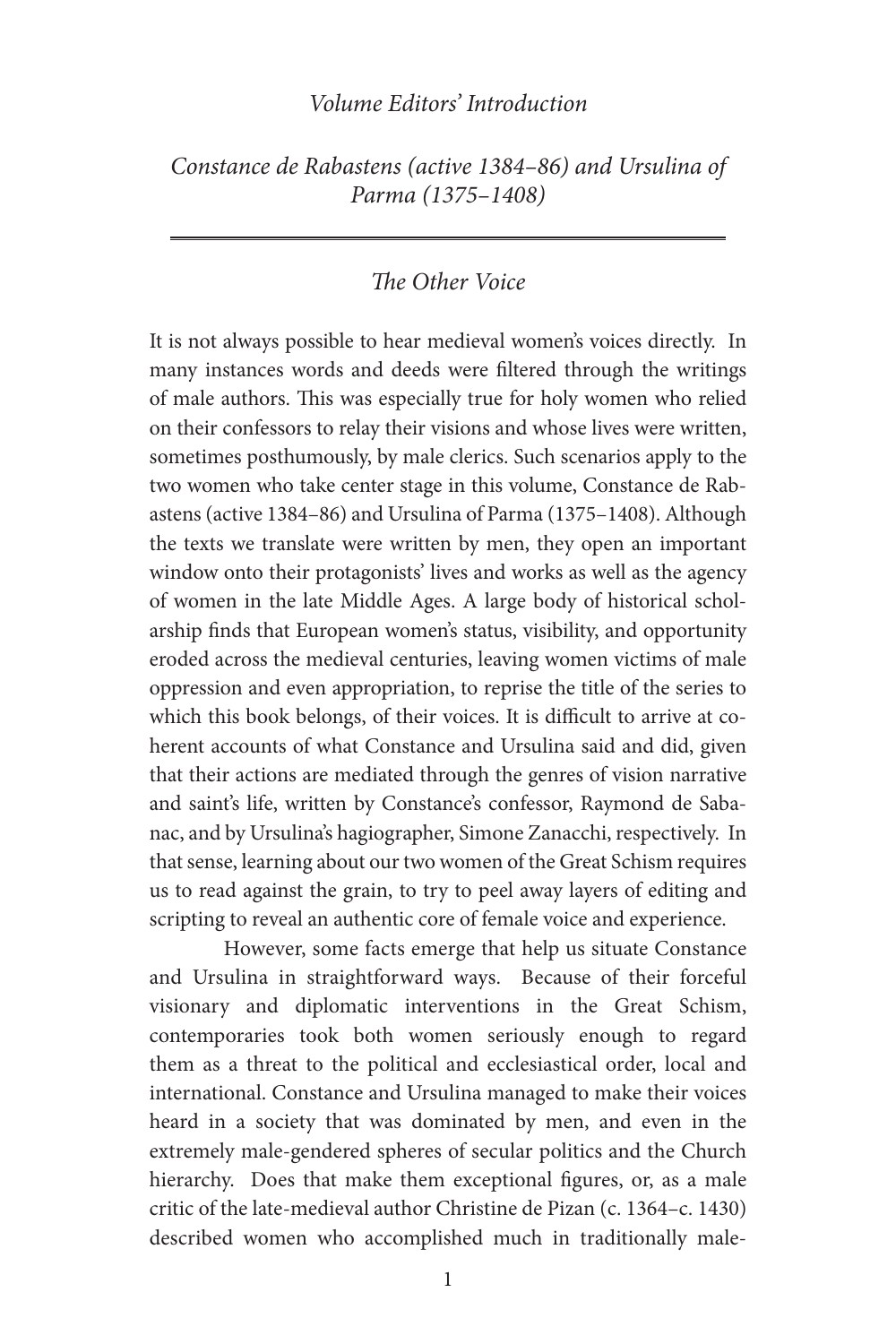*Volume Editors' Introduction*

# *Constance de Rabastens (active 1384–86) and Ursulina of Parma (1375–1408)*

## *The Other Voice*

It is not always possible to hear medieval women's voices directly. In many instances words and deeds were filtered through the writings of male authors. This was especially true for holy women who relied on their confessors to relay their visions and whose lives were written, sometimes posthumously, by male clerics. Such scenarios apply to the two women who take center stage in this volume, Constance de Rabastens (active 1384–86) and Ursulina of Parma (1375–1408). Although the texts we translate were written by men, they open an important window onto their protagonists' lives and works as well as the agency of women in the late Middle Ages. A large body of historical scholarship finds that European women's status, visibility, and opportunity eroded across the medieval centuries, leaving women victims of male oppression and even appropriation, to reprise the title of the series to which this book belongs, of their voices. It is difficult to arrive at coherent accounts of what Constance and Ursulina said and did, given that their actions are mediated through the genres of vision narrative and saint's life, written by Constance's confessor, Raymond de Sabanac, and by Ursulina's hagiographer, Simone Zanacchi, respectively. In that sense, learning about our two women of the Great Schism requires us to read against the grain, to try to peel away layers of editing and scripting to reveal an authentic core of female voice and experience.

However, some facts emerge that help us situate Constance and Ursulina in straightforward ways. Because of their forceful visionary and diplomatic interventions in the Great Schism, contemporaries took both women seriously enough to regard them as a threat to the political and ecclesiastical order, local and international. Constance and Ursulina managed to make their voices heard in a society that was dominated by men, and even in the extremely male-gendered spheres of secular politics and the Church hierarchy. Does that make them exceptional figures, or, as a male critic of the late-medieval author Christine de Pizan (c. 1364–c. 1430) described women who accomplished much in traditionally male-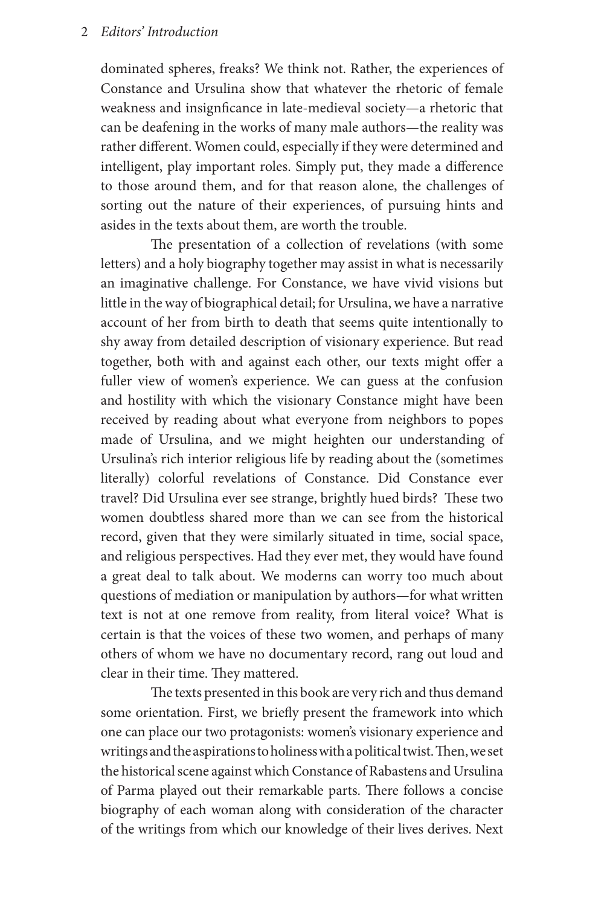dominated spheres, freaks? We think not. Rather, the experiences of Constance and Ursulina show that whatever the rhetoric of female weakness and insignficance in late-medieval society—a rhetoric that can be deafening in the works of many male authors—the reality was rather different. Women could, especially if they were determined and intelligent, play important roles. Simply put, they made a difference to those around them, and for that reason alone, the challenges of sorting out the nature of their experiences, of pursuing hints and asides in the texts about them, are worth the trouble.

The presentation of a collection of revelations (with some letters) and a holy biography together may assist in what is necessarily an imaginative challenge. For Constance, we have vivid visions but little in the way of biographical detail; for Ursulina, we have a narrative account of her from birth to death that seems quite intentionally to shy away from detailed description of visionary experience. But read together, both with and against each other, our texts might offer a fuller view of women's experience. We can guess at the confusion and hostility with which the visionary Constance might have been received by reading about what everyone from neighbors to popes made of Ursulina, and we might heighten our understanding of Ursulina's rich interior religious life by reading about the (sometimes literally) colorful revelations of Constance. Did Constance ever travel? Did Ursulina ever see strange, brightly hued birds? These two women doubtless shared more than we can see from the historical record, given that they were similarly situated in time, social space, and religious perspectives. Had they ever met, they would have found a great deal to talk about. We moderns can worry too much about questions of mediation or manipulation by authors—for what written text is not at one remove from reality, from literal voice? What is certain is that the voices of these two women, and perhaps of many others of whom we have no documentary record, rang out loud and clear in their time. They mattered.

The texts presented in this book are very rich and thus demand some orientation. First, we briefly present the framework into which one can place our two protagonists: women's visionary experience and writings and the aspirations to holiness with a political twist. Then, we set the historical scene against which Constance of Rabastens and Ursulina of Parma played out their remarkable parts. There follows a concise biography of each woman along with consideration of the character of the writings from which our knowledge of their lives derives. Next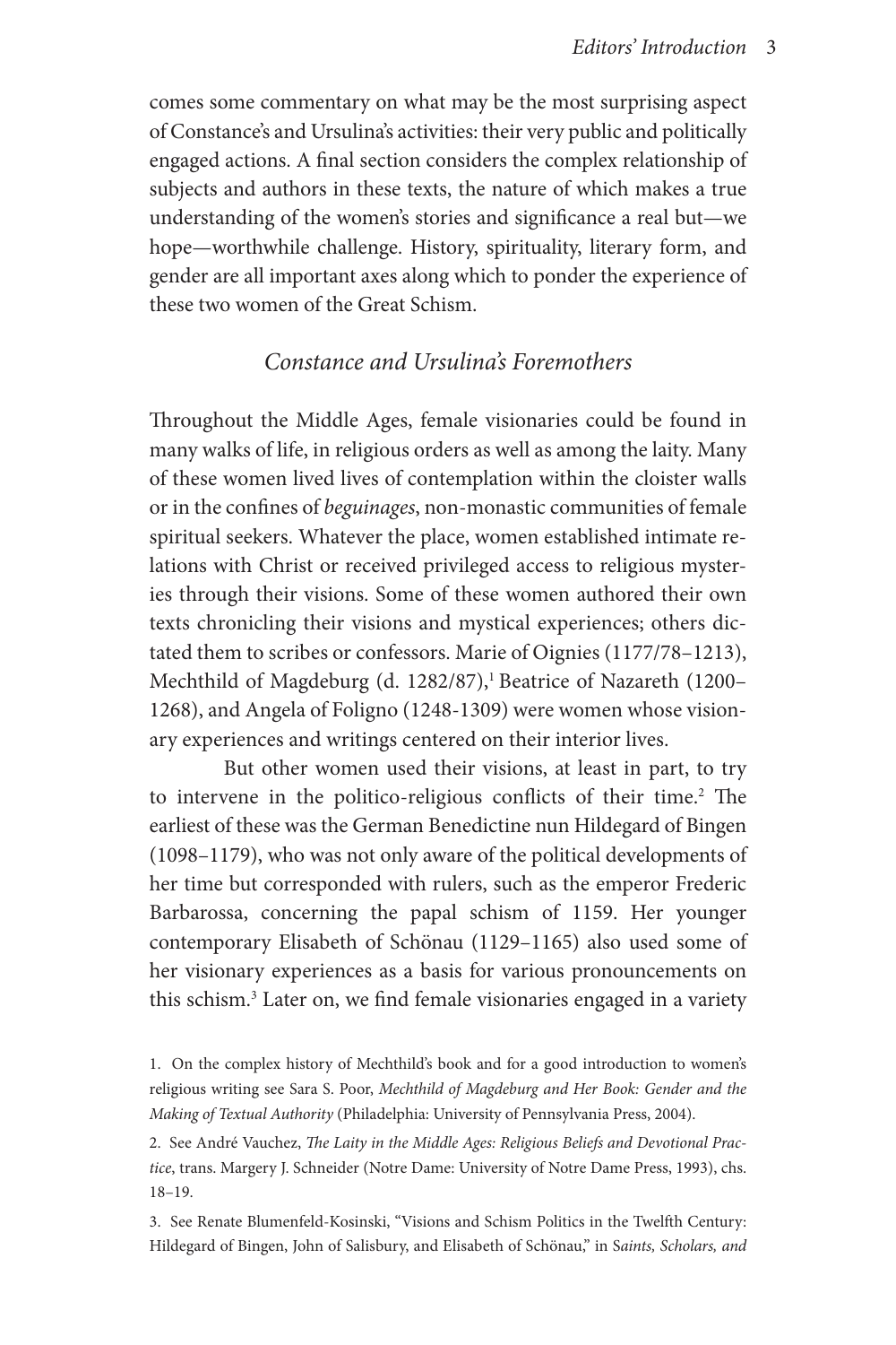comes some commentary on what may be the most surprising aspect of Constance's and Ursulina's activities: their very public and politically engaged actions. A final section considers the complex relationship of subjects and authors in these texts, the nature of which makes a true understanding of the women's stories and significance a real but—we hope—worthwhile challenge. History, spirituality, literary form, and gender are all important axes along which to ponder the experience of these two women of the Great Schism.

## *Constance and Ursulina's Foremothers*

Throughout the Middle Ages, female visionaries could be found in many walks of life, in religious orders as well as among the laity. Many of these women lived lives of contemplation within the cloister walls or in the confines of *beguinages*, non-monastic communities of female spiritual seekers. Whatever the place, women established intimate relations with Christ or received privileged access to religious mysteries through their visions. Some of these women authored their own texts chronicling their visions and mystical experiences; others dictated them to scribes or confessors. Marie of Oignies (1177/78–1213), Mechthild of Magdeburg (d. 1282/87),[1] Beatrice of Nazareth (1200–1268), and Angela of Foligno (1248-1309) were women whose visionary experiences and writings centered on their interior lives.

But other women used their visions, at least in part, to try to intervene in the politico-religious conflicts of their time.[2] The earliest of these was the German Benedictine nun Hildegard of Bingen (1098–1179), who was not only aware of the political developments of her time but corresponded with rulers, such as the emperor Frederic Barbarossa, concerning the papal schism of 1159. Her younger contemporary Elisabeth of Schönau (1129–1165) also used some of her visionary experiences as a basis for various pronouncements on this schism.[3] Later on, we find female visionaries engaged in a variety

1. On the complex history of Mechthild's book and for a good introduction to women's religious writing see Sara S. Poor, *Mechthild of Magdeburg and Her Book: Gender and the Making of Textual Authority* (Philadelphia: University of Pennsylvania Press, 2004).

2. See André Vauchez, *The Laity in the Middle Ages: Religious Beliefs and Devotional Practice*, trans. Margery J. Schneider (Notre Dame: University of Notre Dame Press, 1993), chs. 18–19.

3. See Renate Blumenfeld-Kosinski, "Visions and Schism Politics in the Twelfth Century: Hildegard of Bingen, John of Salisbury, and Elisabeth of Schönau," in *Saints, Scholars, and*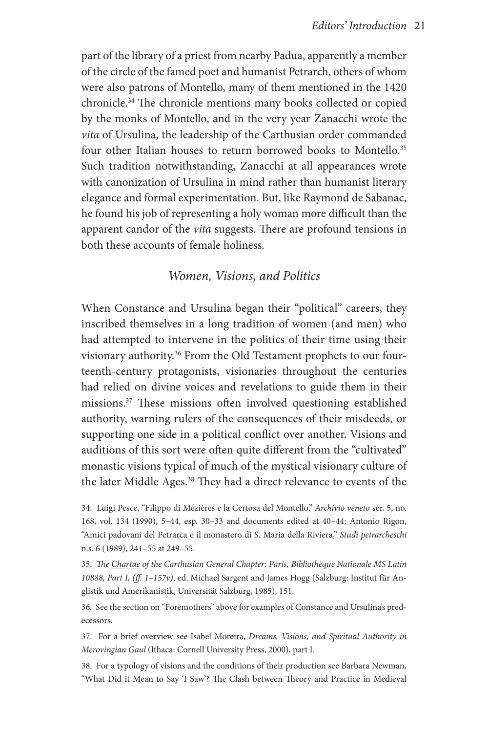part of the library of a priest from nearby Padua, apparently a member of the circle of the famed poet and humanist Petrarch, others of whom were also patrons of Montello, many of them mentioned in the 1420 chronicle.[34] The chronicle mentions many books collected or copied by the monks of Montello, and in the very year Zanacchi wrote the *vita* of Ursulina, the leadership of the Carthusian order commanded four other Italian houses to return borrowed books to Montello.[35] Such tradition notwithstanding, Zanacchi at all appearances wrote with canonization of Ursulina in mind rather than humanist literary elegance and formal experimentation. But, like Raymond de Sabanac, he found his job of representing a holy woman more difficult than the apparent candor of the *vita* suggests. There are profound tensions in both these accounts of female holiness.

## *Women, Visions, and Politics*

When Constance and Ursulina began their "political" careers, they inscribed themselves in a long tradition of women (and men) who had attempted to intervene in the politics of their time using their visionary authority.[36] From the Old Testament prophets to our fourteenth-century protagonists, visionaries throughout the centuries had relied on divine voices and revelations to guide them in their missions.[37] These missions often involved questioning established authority, warning rulers of the consequences of their misdeeds, or supporting one side in a political conflict over another. Visions and auditions of this sort were often quite different from the "cultivated" monastic visions typical of much of the mystical visionary culture of the later Middle Ages.[38] They had a direct relevance to events of the

34. Luigi Pesce, "Filippo di Mézières e la Certosa del Montello," *Archivio veneto* ser. 5, no. 168, vol. 134 (1990), 5–44, esp. 30–33 and documents edited at 40–44; Antonio Rigon, "Amici padovani del Petrarca e il monastero di S. Maria della Riviera," *Studi petrarcheschi* n.s. 6 (1989), 241–55 at 249–55.

35. *The Chartae of the Carthusian General Chapter: Paris, Bibliothèque Nationale MS Latin 10888, Part I, (ff. 1–157v)*, ed. Michael Sargent and James Hogg (Salzburg: Institut für Anglistik und Amerikanistik, Universität Salzburg, 1985), 151.

36. See the section on "Foremothers" above for examples of Constance and Ursulina's predecessors.

37. For a brief overview see Isabel Moreira, *Dreams, Visions, and Spiritual Authority in Merovingian Gaul* (Ithaca: Cornell University Press, 2000), part I.

38. For a typology of visions and the conditions of their production see Barbara Newman, "What Did it Mean to Say 'I Saw'? The Clash between Theory and Practice in Medieval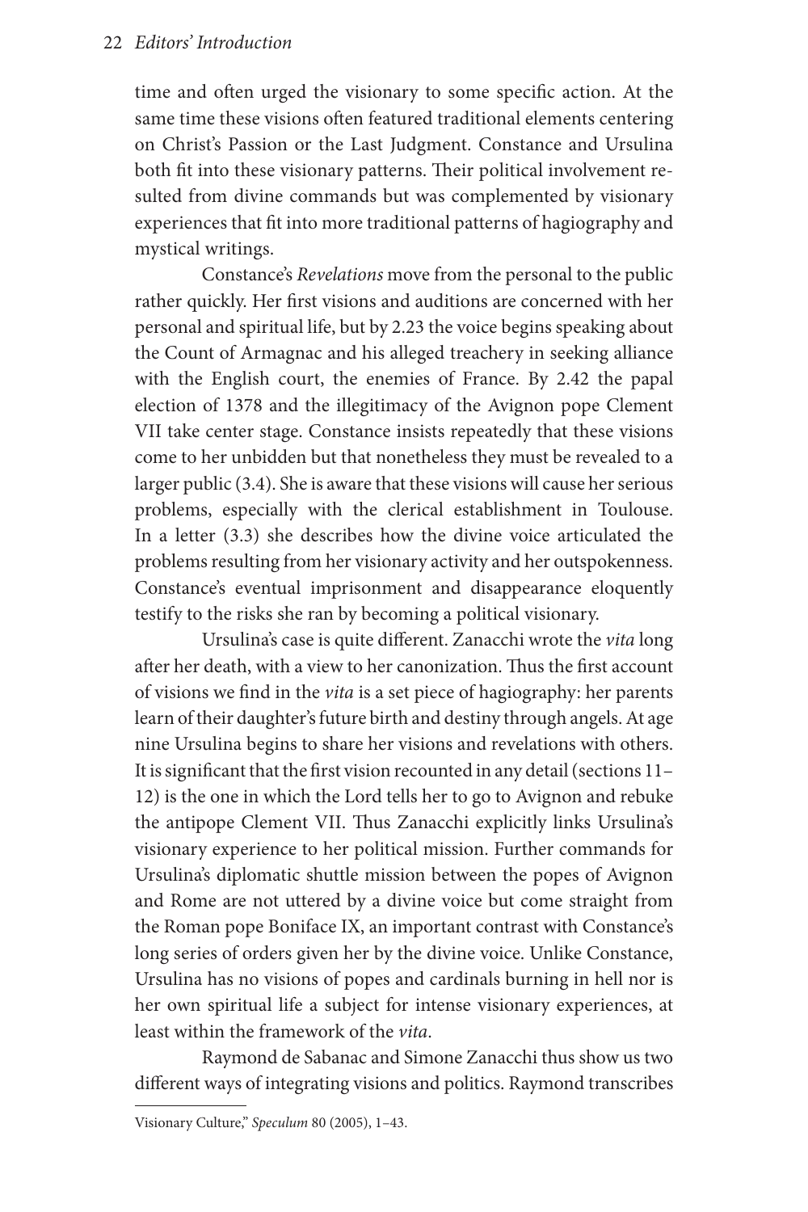time and often urged the visionary to some specific action. At the same time these visions often featured traditional elements centering on Christ's Passion or the Last Judgment. Constance and Ursulina both fit into these visionary patterns. Their political involvement resulted from divine commands but was complemented by visionary experiences that fit into more traditional patterns of hagiography and mystical writings.

Constance's *Revelations* move from the personal to the public rather quickly. Her first visions and auditions are concerned with her personal and spiritual life, but by 2.23 the voice begins speaking about the Count of Armagnac and his alleged treachery in seeking alliance with the English court, the enemies of France. By 2.42 the papal election of 1378 and the illegitimacy of the Avignon pope Clement VII take center stage. Constance insists repeatedly that these visions come to her unbidden but that nonetheless they must be revealed to a larger public (3.4). She is aware that these visions will cause her serious problems, especially with the clerical establishment in Toulouse. In a letter (3.3) she describes how the divine voice articulated the problems resulting from her visionary activity and her outspokenness. Constance's eventual imprisonment and disappearance eloquently testify to the risks she ran by becoming a political visionary.

Ursulina's case is quite different. Zanacchi wrote the *vita* long after her death, with a view to her canonization. Thus the first account of visions we find in the *vita* is a set piece of hagiography: her parents learn of their daughter's future birth and destiny through angels. At age nine Ursulina begins to share her visions and revelations with others. It is significant that the first vision recounted in any detail (sections 11–12) is the one in which the Lord tells her to go to Avignon and rebuke the antipope Clement VII. Thus Zanacchi explicitly links Ursulina's visionary experience to her political mission. Further commands for Ursulina's diplomatic shuttle mission between the popes of Avignon and Rome are not uttered by a divine voice but come straight from the Roman pope Boniface IX, an important contrast with Constance's long series of orders given her by the divine voice. Unlike Constance, Ursulina has no visions of popes and cardinals burning in hell nor is her own spiritual life a subject for intense visionary experiences, at least within the framework of the *vita*.

Raymond de Sabanac and Simone Zanacchi thus show us two different ways of integrating visions and politics. Raymond transcribes

---

Visionary Culture," *Speculum* 80 (2005), 1–43.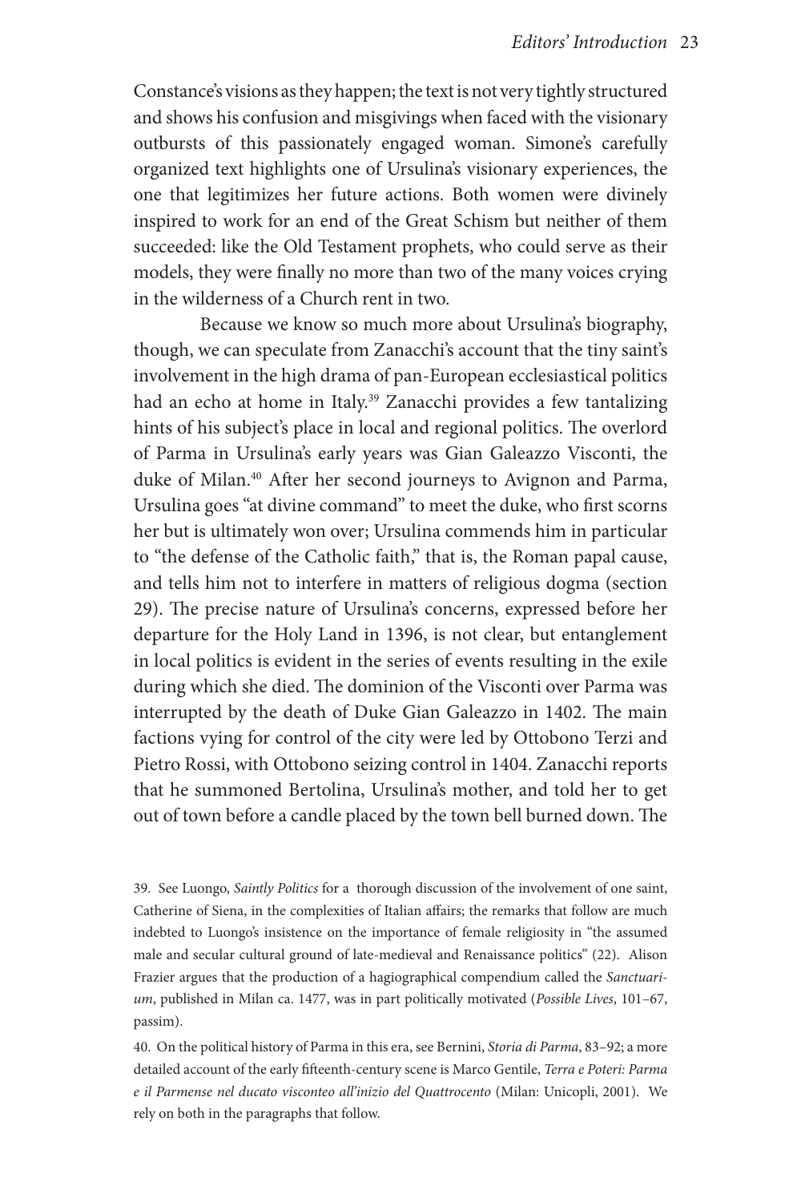Constance's visions as they happen; the text is not very tightly structured and shows his confusion and misgivings when faced with the visionary outbursts of this passionately engaged woman. Simone's carefully organized text highlights one of Ursulina's visionary experiences, the one that legitimizes her future actions. Both women were divinely inspired to work for an end of the Great Schism but neither of them succeeded: like the Old Testament prophets, who could serve as their models, they were finally no more than two of the many voices crying in the wilderness of a Church rent in two.

Because we know so much more about Ursulina's biography, though, we can speculate from Zanacchi's account that the tiny saint's involvement in the high drama of pan-European ecclesiastical politics had an echo at home in Italy.[39] Zanacchi provides a few tantalizing hints of his subject's place in local and regional politics. The overlord of Parma in Ursulina's early years was Gian Galeazzo Visconti, the duke of Milan.[40] After her second journeys to Avignon and Parma, Ursulina goes "at divine command" to meet the duke, who first scorns her but is ultimately won over; Ursulina commends him in particular to "the defense of the Catholic faith," that is, the Roman papal cause, and tells him not to interfere in matters of religious dogma (section 29). The precise nature of Ursulina's concerns, expressed before her departure for the Holy Land in 1396, is not clear, but entanglement in local politics is evident in the series of events resulting in the exile during which she died. The dominion of the Visconti over Parma was interrupted by the death of Duke Gian Galeazzo in 1402. The main factions vying for control of the city were led by Ottobono Terzi and Pietro Rossi, with Ottobono seizing control in 1404. Zanacchi reports that he summoned Bertolina, Ursulina's mother, and told her to get out of town before a candle placed by the town bell burned down. The

39. See Luongo, *Saintly Politics* for a thorough discussion of the involvement of one saint, Catherine of Siena, in the complexities of Italian affairs; the remarks that follow are much indebted to Luongo's insistence on the importance of female religiosity in "the assumed male and secular cultural ground of late-medieval and Renaissance politics" (22). Alison Frazier argues that the production of a hagiographical compendium called the *Sanctuarium*, published in Milan ca. 1477, was in part politically motivated (*Possible Lives*, 101–67, passim).

40. On the political history of Parma in this era, see Bernini, *Storia di Parma*, 83–92; a more detailed account of the early fifteenth-century scene is Marco Gentile, *Terra e Poteri: Parma e il Parmense nel ducato visconteo all'inizio del Quattrocento* (Milan: Unicopli, 2001). We rely on both in the paragraphs that follow.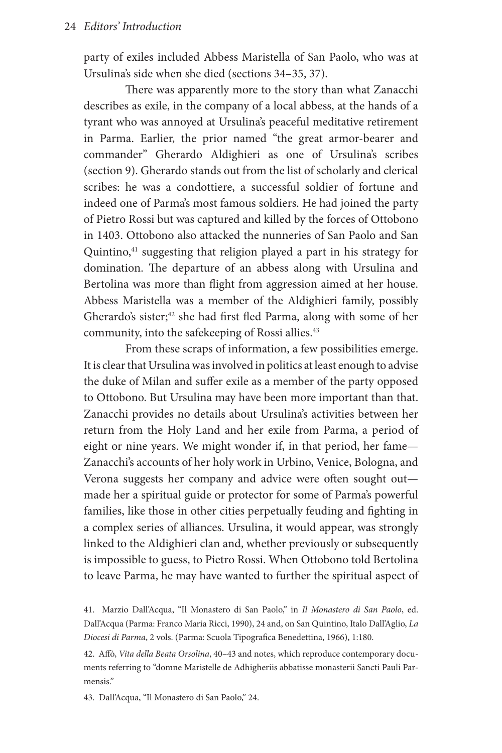party of exiles included Abbess Maristella of San Paolo, who was at Ursulina's side when she died (sections 34–35, 37).

There was apparently more to the story than what Zanacchi describes as exile, in the company of a local abbess, at the hands of a tyrant who was annoyed at Ursulina's peaceful meditative retirement in Parma. Earlier, the prior named "the great armor-bearer and commander" Gherardo Aldighieri as one of Ursulina's scribes (section 9). Gherardo stands out from the list of scholarly and clerical scribes: he was a condottiere, a successful soldier of fortune and indeed one of Parma's most famous soldiers. He had joined the party of Pietro Rossi but was captured and killed by the forces of Ottobono in 1403. Ottobono also attacked the nunneries of San Paolo and San Quintino,[41] suggesting that religion played a part in his strategy for domination. The departure of an abbess along with Ursulina and Bertolina was more than flight from aggression aimed at her house. Abbess Maristella was a member of the Aldighieri family, possibly Gherardo's sister;[42] she had first fled Parma, along with some of her community, into the safekeeping of Rossi allies.[43]

From these scraps of information, a few possibilities emerge. It is clear that Ursulina was involved in politics at least enough to advise the duke of Milan and suffer exile as a member of the party opposed to Ottobono. But Ursulina may have been more important than that. Zanacchi provides no details about Ursulina's activities between her return from the Holy Land and her exile from Parma, a period of eight or nine years. We might wonder if, in that period, her fame—Zanacchi's accounts of her holy work in Urbino, Venice, Bologna, and Verona suggests her company and advice were often sought out—made her a spiritual guide or protector for some of Parma's powerful families, like those in other cities perpetually feuding and fighting in a complex series of alliances. Ursulina, it would appear, was strongly linked to the Aldighieri clan and, whether previously or subsequently is impossible to guess, to Pietro Rossi. When Ottobono told Bertolina to leave Parma, he may have wanted to further the spiritual aspect of

41. Marzio Dall'Acqua, "Il Monastero di San Paolo," in *Il Monastero di San Paolo*, ed. Dall'Acqua (Parma: Franco Maria Ricci, 1990), 24 and, on San Quintino, Italo Dall'Aglio, *La Diocesi di Parma*, 2 vols. (Parma: Scuola Tipografica Benedettina, 1966), 1:180.

42. Affò, *Vita della Beata Orsolina*, 40–43 and notes, which reproduce contemporary documents referring to "domne Maristelle de Adhigheriis abbatisse monasterii Sancti Pauli Parmensis."

43. Dall'Acqua, "Il Monastero di San Paolo," 24.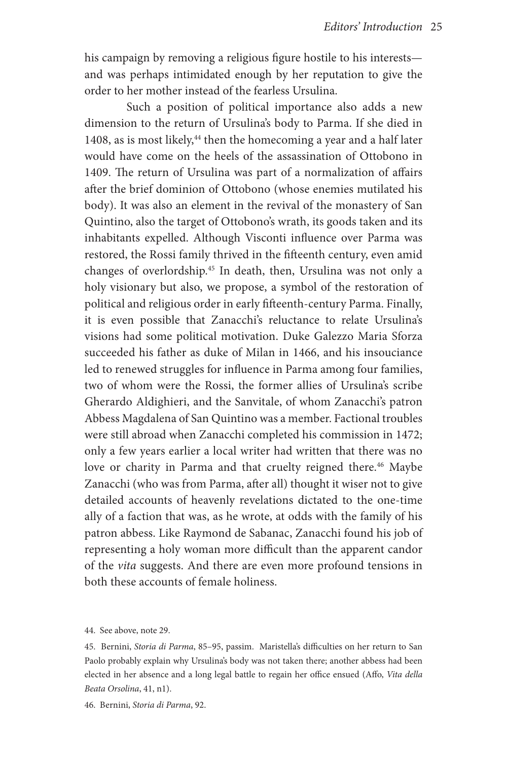his campaign by removing a religious figure hostile to his interests—and was perhaps intimidated enough by her reputation to give the order to her mother instead of the fearless Ursulina.

Such a position of political importance also adds a new dimension to the return of Ursulina's body to Parma. If she died in 1408, as is most likely,[44] then the homecoming a year and a half later would have come on the heels of the assassination of Ottobono in 1409. The return of Ursulina was part of a normalization of affairs after the brief dominion of Ottobono (whose enemies mutilated his body). It was also an element in the revival of the monastery of San Quintino, also the target of Ottobono's wrath, its goods taken and its inhabitants expelled. Although Visconti influence over Parma was restored, the Rossi family thrived in the fifteenth century, even amid changes of overlordship.[45] In death, then, Ursulina was not only a holy visionary but also, we propose, a symbol of the restoration of political and religious order in early fifteenth-century Parma. Finally, it is even possible that Zanacchi's reluctance to relate Ursulina's visions had some political motivation. Duke Galezzo Maria Sforza succeeded his father as duke of Milan in 1466, and his insouciance led to renewed struggles for influence in Parma among four families, two of whom were the Rossi, the former allies of Ursulina's scribe Gherardo Aldighieri, and the Sanvitale, of whom Zanacchi's patron Abbess Magdalena of San Quintino was a member. Factional troubles were still abroad when Zanacchi completed his commission in 1472; only a few years earlier a local writer had written that there was no love or charity in Parma and that cruelty reigned there.[46] Maybe Zanacchi (who was from Parma, after all) thought it wiser not to give detailed accounts of heavenly revelations dictated to the one-time ally of a faction that was, as he wrote, at odds with the family of his patron abbess. Like Raymond de Sabanac, Zanacchi found his job of representing a holy woman more difficult than the apparent candor of the *vita* suggests. And there are even more profound tensions in both these accounts of female holiness.

---

44. See above, note 29.

45. Bernini, *Storia di Parma*, 85–95, passim. Maristella's difficulties on her return to San Paolo probably explain why Ursulina's body was not taken there; another abbess had been elected in her absence and a long legal battle to regain her office ensued (Affò, *Vita della Beata Orsolina*, 41, n1).

46. Bernini, *Storia di Parma*, 92.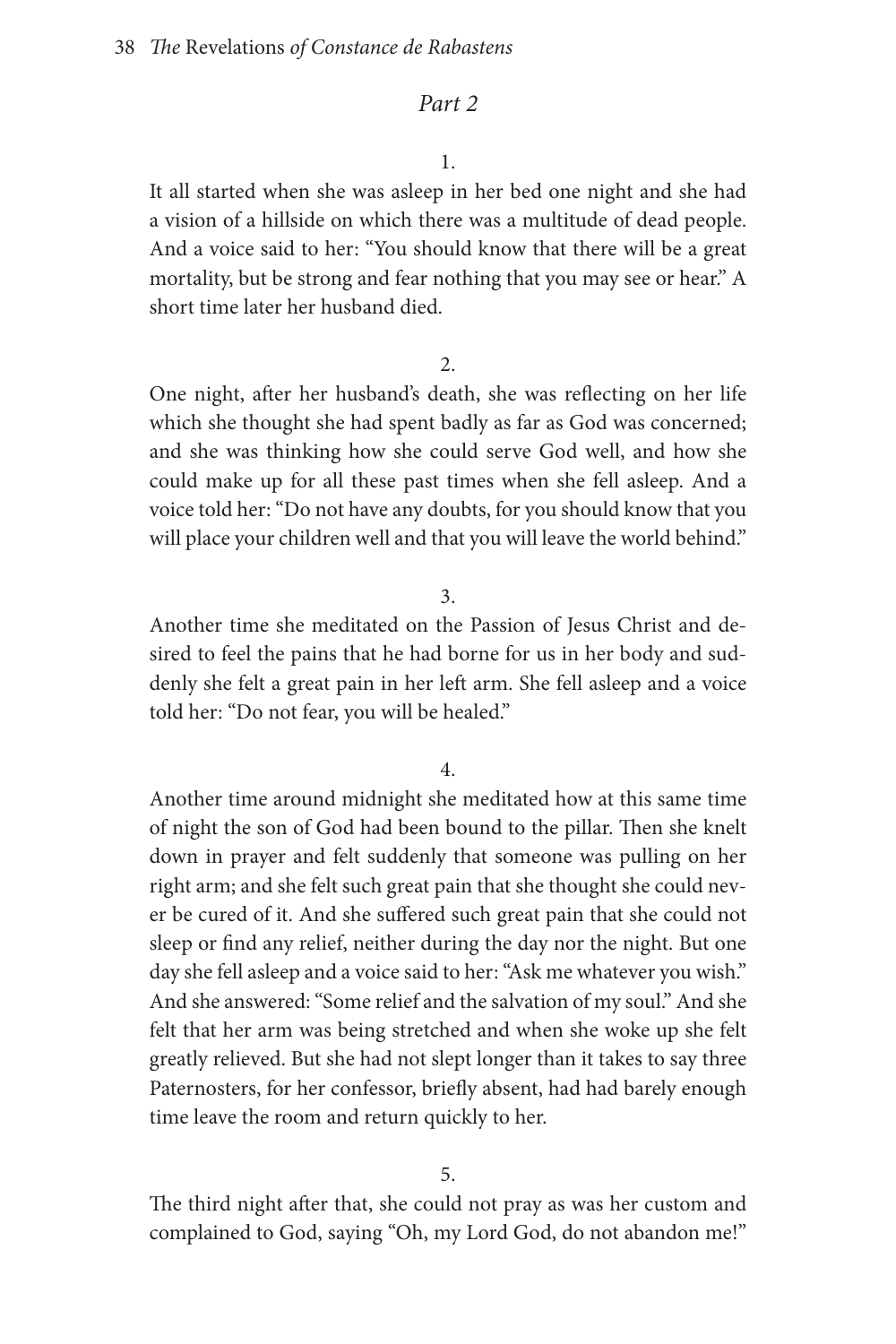## *Part 2*

1.

It all started when she was asleep in her bed one night and she had a vision of a hillside on which there was a multitude of dead people. And a voice said to her: "You should know that there will be a great mortality, but be strong and fear nothing that you may see or hear." A short time later her husband died.

2.

One night, after her husband's death, she was reflecting on her life which she thought she had spent badly as far as God was concerned; and she was thinking how she could serve God well, and how she could make up for all these past times when she fell asleep. And a voice told her: "Do not have any doubts, for you should know that you will place your children well and that you will leave the world behind."

3.

Another time she meditated on the Passion of Jesus Christ and desired to feel the pains that he had borne for us in her body and suddenly she felt a great pain in her left arm. She fell asleep and a voice told her: "Do not fear, you will be healed."

4.

Another time around midnight she meditated how at this same time of night the son of God had been bound to the pillar. Then she knelt down in prayer and felt suddenly that someone was pulling on her right arm; and she felt such great pain that she thought she could never be cured of it. And she suffered such great pain that she could not sleep or find any relief, neither during the day nor the night. But one day she fell asleep and a voice said to her: "Ask me whatever you wish." And she answered: "Some relief and the salvation of my soul." And she felt that her arm was being stretched and when she woke up she felt greatly relieved. But she had not slept longer than it takes to say three Paternosters, for her confessor, briefly absent, had had barely enough time leave the room and return quickly to her.

5.

The third night after that, she could not pray as was her custom and complained to God, saying "Oh, my Lord God, do not abandon me!"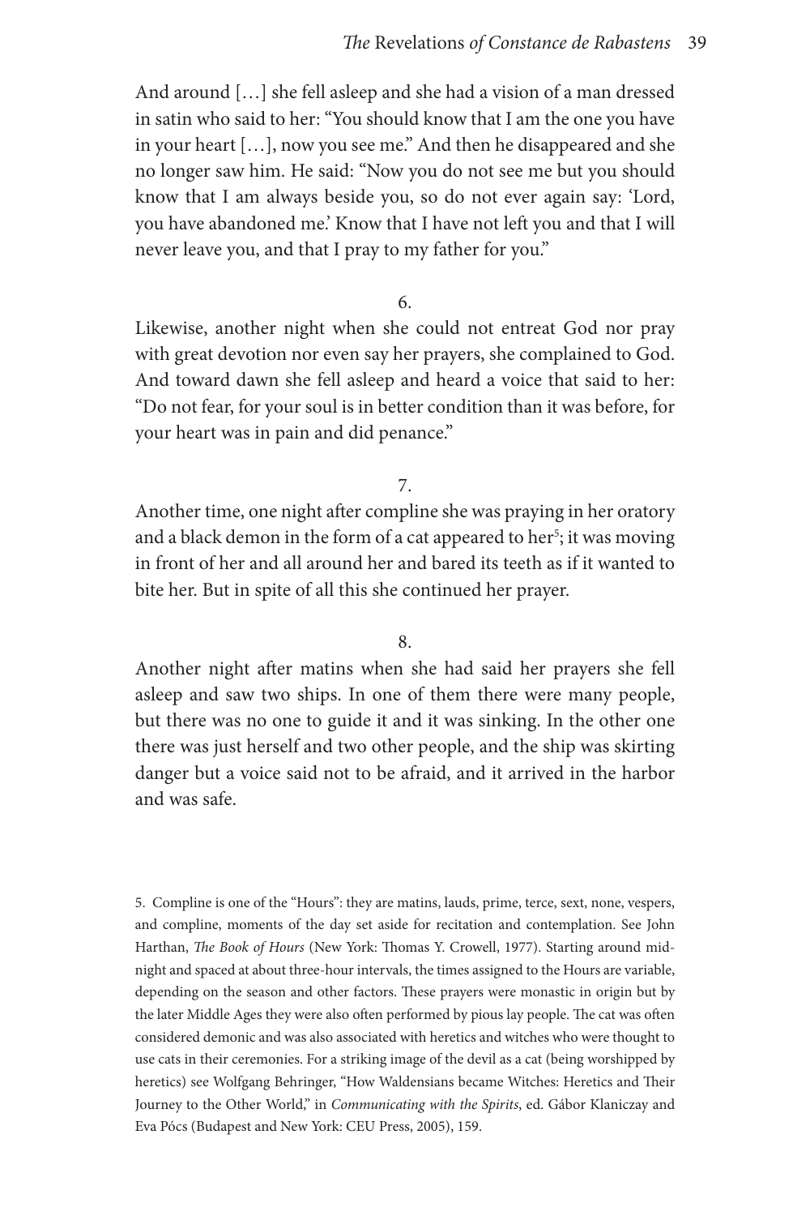And around […] she fell asleep and she had a vision of a man dressed in satin who said to her: "You should know that I am the one you have in your heart […], now you see me." And then he disappeared and she no longer saw him. He said: "Now you do not see me but you should know that I am always beside you, so do not ever again say: 'Lord, you have abandoned me.' Know that I have not left you and that I will never leave you, and that I pray to my father for you."

6.

Likewise, another night when she could not entreat God nor pray with great devotion nor even say her prayers, she complained to God. And toward dawn she fell asleep and heard a voice that said to her: "Do not fear, for your soul is in better condition than it was before, for your heart was in pain and did penance."

7.

Another time, one night after compline she was praying in her oratory and a black demon in the form of a cat appeared to her[5]; it was moving in front of her and all around her and bared its teeth as if it wanted to bite her. But in spite of all this she continued her prayer.

8.

Another night after matins when she had said her prayers she fell asleep and saw two ships. In one of them there were many people, but there was no one to guide it and it was sinking. In the other one there was just herself and two other people, and the ship was skirting danger but a voice said not to be afraid, and it arrived in the harbor and was safe.

5. Compline is one of the "Hours": they are matins, lauds, prime, terce, sext, none, vespers, and compline, moments of the day set aside for recitation and contemplation. See John Harthan, *The Book of Hours* (New York: Thomas Y. Crowell, 1977). Starting around midnight and spaced at about three-hour intervals, the times assigned to the Hours are variable, depending on the season and other factors. These prayers were monastic in origin but by the later Middle Ages they were also often performed by pious lay people. The cat was often considered demonic and was also associated with heretics and witches who were thought to use cats in their ceremonies. For a striking image of the devil as a cat (being worshipped by heretics) see Wolfgang Behringer, "How Waldensians became Witches: Heretics and Their Journey to the Other World," in *Communicating with the Spirits*, ed. Gábor Klaniczay and Eva Pócs (Budapest and New York: CEU Press, 2005), 159.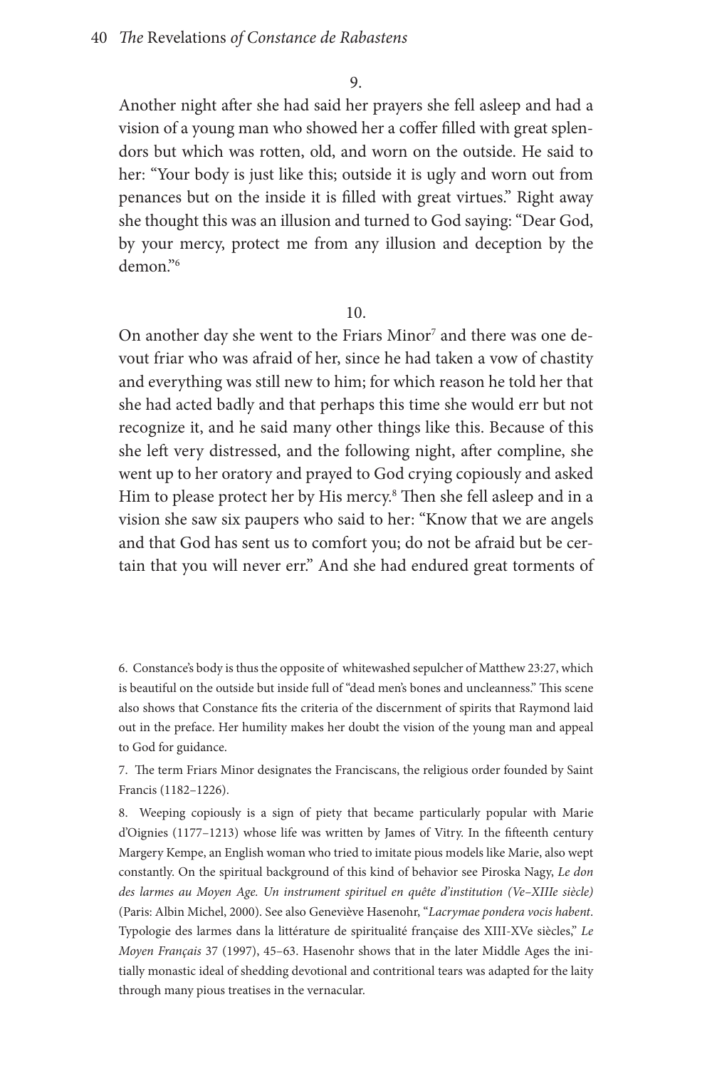9.

Another night after she had said her prayers she fell asleep and had a vision of a young man who showed her a coffer filled with great splendors but which was rotten, old, and worn on the outside. He said to her: "Your body is just like this; outside it is ugly and worn out from penances but on the inside it is filled with great virtues." Right away she thought this was an illusion and turned to God saying: "Dear God, by your mercy, protect me from any illusion and deception by the demon."[6]

10.

On another day she went to the Friars Minor[7] and there was one devout friar who was afraid of her, since he had taken a vow of chastity and everything was still new to him; for which reason he told her that she had acted badly and that perhaps this time she would err but not recognize it, and he said many other things like this. Because of this she left very distressed, and the following night, after compline, she went up to her oratory and prayed to God crying copiously and asked Him to please protect her by His mercy.[8] Then she fell asleep and in a vision she saw six paupers who said to her: "Know that we are angels and that God has sent us to comfort you; do not be afraid but be certain that you will never err." And she had endured great torments of

6. Constance's body is thus the opposite of whitewashed sepulcher of Matthew 23:27, which is beautiful on the outside but inside full of "dead men's bones and uncleanness." This scene also shows that Constance fits the criteria of the discernment of spirits that Raymond laid out in the preface. Her humility makes her doubt the vision of the young man and appeal to God for guidance.

7. The term Friars Minor designates the Franciscans, the religious order founded by Saint Francis (1182–1226).

8. Weeping copiously is a sign of piety that became particularly popular with Marie d'Oignies (1177–1213) whose life was written by James of Vitry. In the fifteenth century Margery Kempe, an English woman who tried to imitate pious models like Marie, also wept constantly. On the spiritual background of this kind of behavior see Piroska Nagy, *Le don des larmes au Moyen Age. Un instrument spirituel en quête d'institution (Ve–XIIIe siècle)* (Paris: Albin Michel, 2000). See also Geneviève Hasenohr, "*Lacrymae pondera vocis habent*. Typologie des larmes dans la littérature de spiritualité française des XIII-XVe siècles," *Le Moyen Français* 37 (1997), 45–63. Hasenohr shows that in the later Middle Ages the initially monastic ideal of shedding devotional and contritional tears was adapted for the laity through many pious treatises in the vernacular.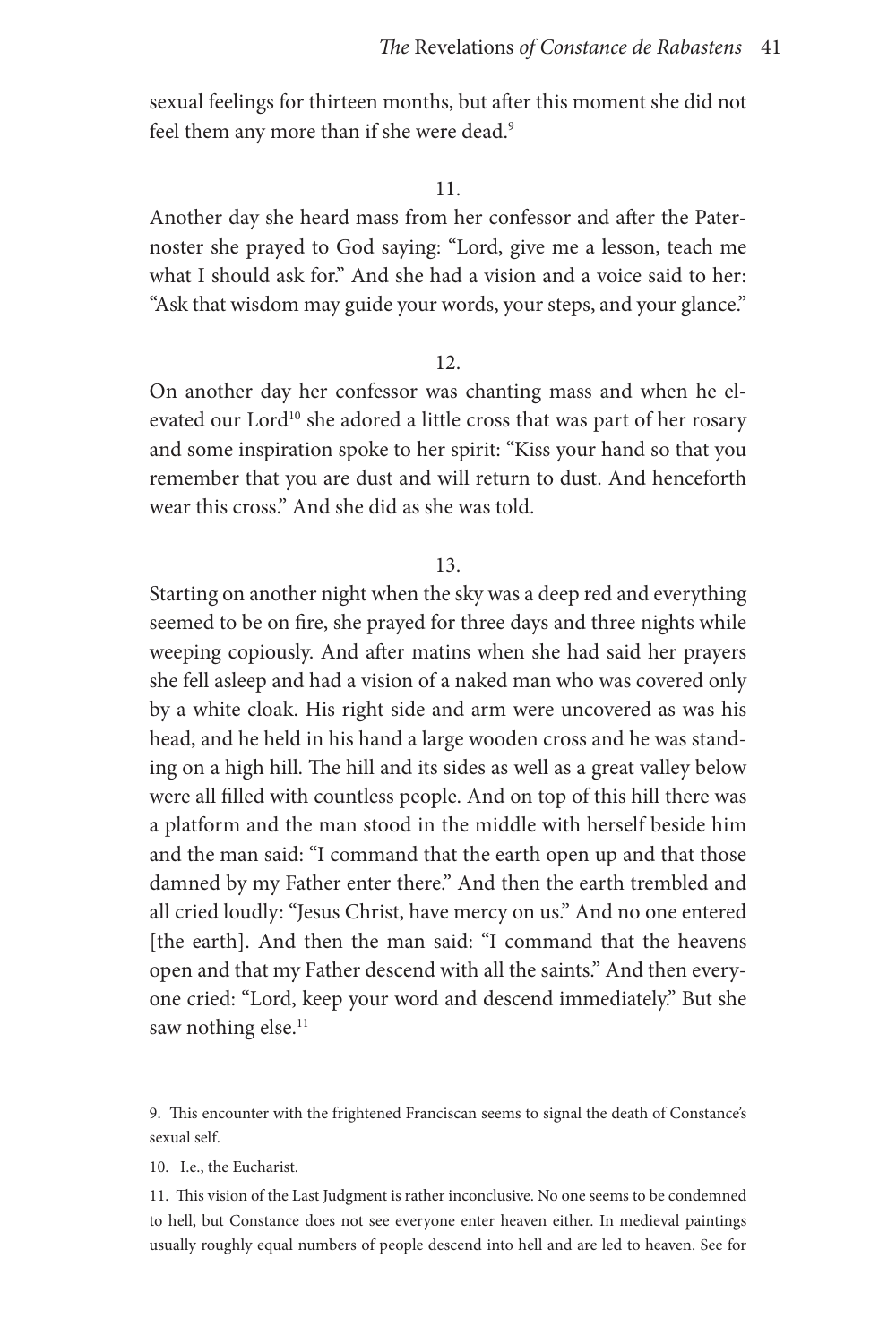sexual feelings for thirteen months, but after this moment she did not feel them any more than if she were dead.[9]

11.

Another day she heard mass from her confessor and after the Paternoster she prayed to God saying: "Lord, give me a lesson, teach me what I should ask for." And she had a vision and a voice said to her: "Ask that wisdom may guide your words, your steps, and your glance."

12.

On another day her confessor was chanting mass and when he elevated our Lord[10] she adored a little cross that was part of her rosary and some inspiration spoke to her spirit: "Kiss your hand so that you remember that you are dust and will return to dust. And henceforth wear this cross." And she did as she was told.

13.

Starting on another night when the sky was a deep red and everything seemed to be on fire, she prayed for three days and three nights while weeping copiously. And after matins when she had said her prayers she fell asleep and had a vision of a naked man who was covered only by a white cloak. His right side and arm were uncovered as was his head, and he held in his hand a large wooden cross and he was standing on a high hill. The hill and its sides as well as a great valley below were all filled with countless people. And on top of this hill there was a platform and the man stood in the middle with herself beside him and the man said: "I command that the earth open up and that those damned by my Father enter there." And then the earth trembled and all cried loudly: "Jesus Christ, have mercy on us." And no one entered [the earth]. And then the man said: "I command that the heavens open and that my Father descend with all the saints." And then everyone cried: "Lord, keep your word and descend immediately." But she saw nothing else.[11]

9. This encounter with the frightened Franciscan seems to signal the death of Constance's sexual self.

10. I.e., the Eucharist.

11. This vision of the Last Judgment is rather inconclusive. No one seems to be condemned to hell, but Constance does not see everyone enter heaven either. In medieval paintings usually roughly equal numbers of people descend into hell and are led to heaven. See for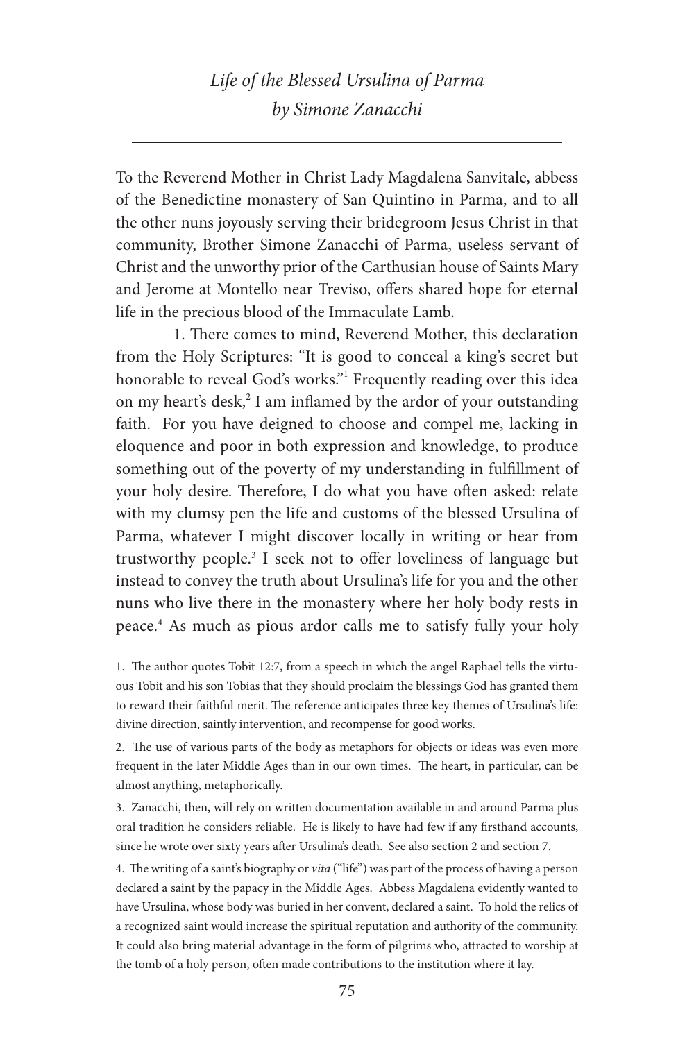## *Life of the Blessed Ursulina of Parma by Simone Zanacchi*

---

To the Reverend Mother in Christ Lady Magdalena Sanvitale, abbess of the Benedictine monastery of San Quintino in Parma, and to all the other nuns joyously serving their bridegroom Jesus Christ in that community, Brother Simone Zanacchi of Parma, useless servant of Christ and the unworthy prior of the Carthusian house of Saints Mary and Jerome at Montello near Treviso, offers shared hope for eternal life in the precious blood of the Immaculate Lamb.

1. There comes to mind, Reverend Mother, this declaration from the Holy Scriptures: "It is good to conceal a king's secret but honorable to reveal God's works."[1] Frequently reading over this idea on my heart's desk,[2] I am inflamed by the ardor of your outstanding faith. For you have deigned to choose and compel me, lacking in eloquence and poor in both expression and knowledge, to produce something out of the poverty of my understanding in fulfillment of your holy desire. Therefore, I do what you have often asked: relate with my clumsy pen the life and customs of the blessed Ursulina of Parma, whatever I might discover locally in writing or hear from trustworthy people.[3] I seek not to offer loveliness of language but instead to convey the truth about Ursulina's life for you and the other nuns who live there in the monastery where her holy body rests in peace.[4] As much as pious ardor calls me to satisfy fully your holy

1. The author quotes Tobit 12:7, from a speech in which the angel Raphael tells the virtuous Tobit and his son Tobias that they should proclaim the blessings God has granted them to reward their faithful merit. The reference anticipates three key themes of Ursulina's life: divine direction, saintly intervention, and recompense for good works.

2. The use of various parts of the body as metaphors for objects or ideas was even more frequent in the later Middle Ages than in our own times. The heart, in particular, can be almost anything, metaphorically.

3. Zanacchi, then, will rely on written documentation available in and around Parma plus oral tradition he considers reliable. He is likely to have had few if any firsthand accounts, since he wrote over sixty years after Ursulina's death. See also section 2 and section 7.

4. The writing of a saint's biography or *vita* ("life") was part of the process of having a person declared a saint by the papacy in the Middle Ages. Abbess Magdalena evidently wanted to have Ursulina, whose body was buried in her convent, declared a saint. To hold the relics of a recognized saint would increase the spiritual reputation and authority of the community. It could also bring material advantage in the form of pilgrims who, attracted to worship at the tomb of a holy person, often made contributions to the institution where it lay.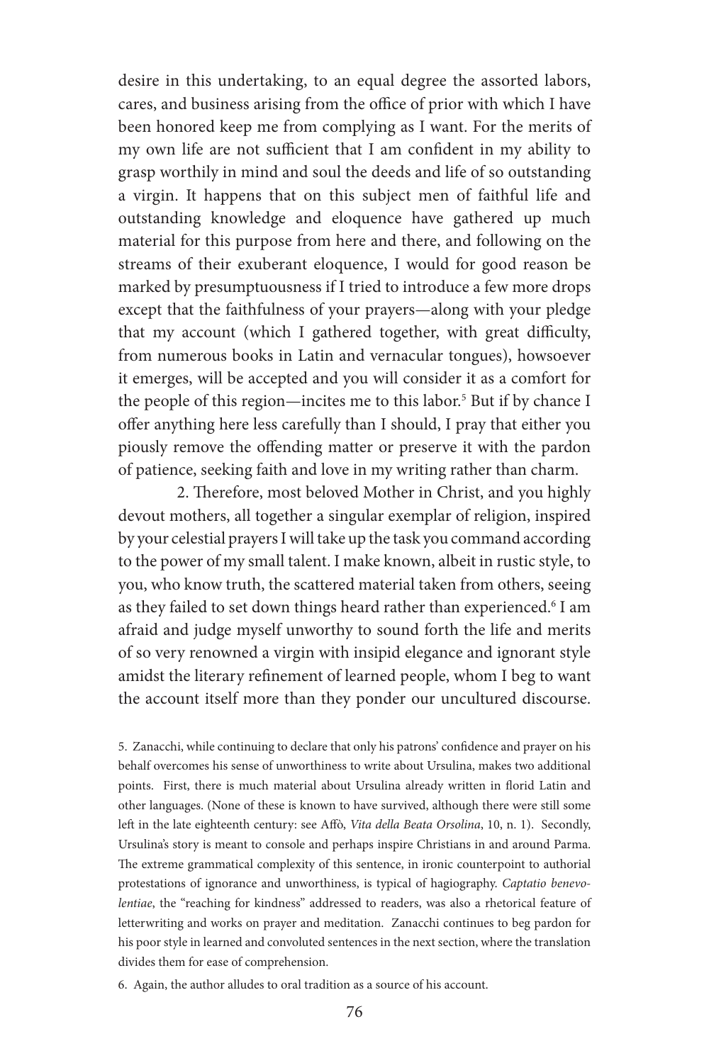desire in this undertaking, to an equal degree the assorted labors, cares, and business arising from the office of prior with which I have been honored keep me from complying as I want. For the merits of my own life are not sufficient that I am confident in my ability to grasp worthily in mind and soul the deeds and life of so outstanding a virgin. It happens that on this subject men of faithful life and outstanding knowledge and eloquence have gathered up much material for this purpose from here and there, and following on the streams of their exuberant eloquence, I would for good reason be marked by presumptuousness if I tried to introduce a few more drops except that the faithfulness of your prayers—along with your pledge that my account (which I gathered together, with great difficulty, from numerous books in Latin and vernacular tongues), howsoever it emerges, will be accepted and you will consider it as a comfort for the people of this region—incites me to this labor.[5] But if by chance I offer anything here less carefully than I should, I pray that either you piously remove the offending matter or preserve it with the pardon of patience, seeking faith and love in my writing rather than charm.

2. Therefore, most beloved Mother in Christ, and you highly devout mothers, all together a singular exemplar of religion, inspired by your celestial prayers I will take up the task you command according to the power of my small talent. I make known, albeit in rustic style, to you, who know truth, the scattered material taken from others, seeing as they failed to set down things heard rather than experienced.[6] I am afraid and judge myself unworthy to sound forth the life and merits of so very renowned a virgin with insipid elegance and ignorant style amidst the literary refinement of learned people, whom I beg to want the account itself more than they ponder our uncultured discourse.

5. Zanacchi, while continuing to declare that only his patrons' confidence and prayer on his behalf overcomes his sense of unworthiness to write about Ursulina, makes two additional points. First, there is much material about Ursulina already written in florid Latin and other languages. (None of these is known to have survived, although there were still some left in the late eighteenth century: see Affò, *Vita della Beata Orsolina*, 10, n. 1). Secondly, Ursulina's story is meant to console and perhaps inspire Christians in and around Parma. The extreme grammatical complexity of this sentence, in ironic counterpoint to authorial protestations of ignorance and unworthiness, is typical of hagiography. *Captatio benevolentiae*, the "reaching for kindness" addressed to readers, was also a rhetorical feature of letterwriting and works on prayer and meditation. Zanacchi continues to beg pardon for his poor style in learned and convoluted sentences in the next section, where the translation divides them for ease of comprehension.

6. Again, the author alludes to oral tradition as a source of his account.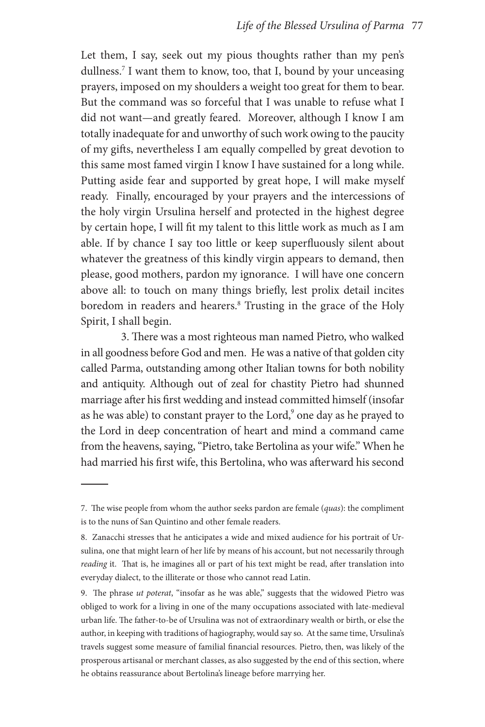Let them, I say, seek out my pious thoughts rather than my pen's dullness.[7] I want them to know, too, that I, bound by your unceasing prayers, imposed on my shoulders a weight too great for them to bear. But the command was so forceful that I was unable to refuse what I did not want—and greatly feared. Moreover, although I know I am totally inadequate for and unworthy of such work owing to the paucity of my gifts, nevertheless I am equally compelled by great devotion to this same most famed virgin I know I have sustained for a long while. Putting aside fear and supported by great hope, I will make myself ready. Finally, encouraged by your prayers and the intercessions of the holy virgin Ursulina herself and protected in the highest degree by certain hope, I will fit my talent to this little work as much as I am able. If by chance I say too little or keep superfluously silent about whatever the greatness of this kindly virgin appears to demand, then please, good mothers, pardon my ignorance. I will have one concern above all: to touch on many things briefly, lest prolix detail incites boredom in readers and hearers.[8] Trusting in the grace of the Holy Spirit, I shall begin.

3. There was a most righteous man named Pietro, who walked in all goodness before God and men. He was a native of that golden city called Parma, outstanding among other Italian towns for both nobility and antiquity. Although out of zeal for chastity Pietro had shunned marriage after his first wedding and instead committed himself (insofar as he was able) to constant prayer to the Lord,[9] one day as he prayed to the Lord in deep concentration of heart and mind a command came from the heavens, saying, "Pietro, take Bertolina as your wife." When he had married his first wife, this Bertolina, who was afterward his second

---

7. The wise people from whom the author seeks pardon are female (*quas*): the compliment is to the nuns of San Quintino and other female readers.

8. Zanacchi stresses that he anticipates a wide and mixed audience for his portrait of Ursulina, one that might learn of her life by means of his account, but not necessarily through *reading* it. That is, he imagines all or part of his text might be read, after translation into everyday dialect, to the illiterate or those who cannot read Latin.

9. The phrase *ut poterat*, "insofar as he was able," suggests that the widowed Pietro was obliged to work for a living in one of the many occupations associated with late-medieval urban life. The father-to-be of Ursulina was not of extraordinary wealth or birth, or else the author, in keeping with traditions of hagiography, would say so. At the same time, Ursulina's travels suggest some measure of familial financial resources. Pietro, then, was likely of the prosperous artisanal or merchant classes, as also suggested by the end of this section, where he obtains reassurance about Bertolina's lineage before marrying her.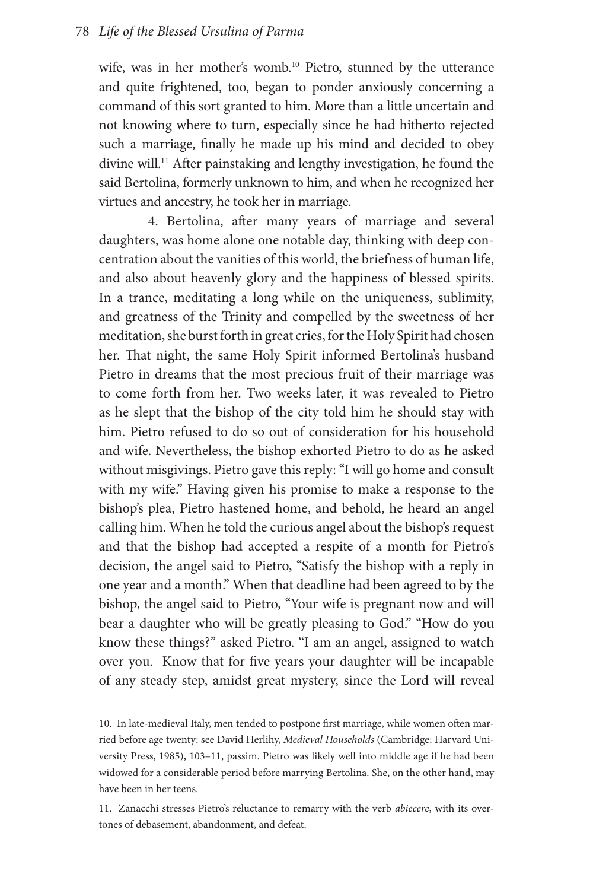wife, was in her mother's womb.[10] Pietro, stunned by the utterance and quite frightened, too, began to ponder anxiously concerning a command of this sort granted to him. More than a little uncertain and not knowing where to turn, especially since he had hitherto rejected such a marriage, finally he made up his mind and decided to obey divine will.[11] After painstaking and lengthy investigation, he found the said Bertolina, formerly unknown to him, and when he recognized her virtues and ancestry, he took her in marriage.

4. Bertolina, after many years of marriage and several daughters, was home alone one notable day, thinking with deep concentration about the vanities of this world, the briefness of human life, and also about heavenly glory and the happiness of blessed spirits. In a trance, meditating a long while on the uniqueness, sublimity, and greatness of the Trinity and compelled by the sweetness of her meditation, she burst forth in great cries, for the Holy Spirit had chosen her. That night, the same Holy Spirit informed Bertolina's husband Pietro in dreams that the most precious fruit of their marriage was to come forth from her. Two weeks later, it was revealed to Pietro as he slept that the bishop of the city told him he should stay with him. Pietro refused to do so out of consideration for his household and wife. Nevertheless, the bishop exhorted Pietro to do as he asked without misgivings. Pietro gave this reply: "I will go home and consult with my wife." Having given his promise to make a response to the bishop's plea, Pietro hastened home, and behold, he heard an angel calling him. When he told the curious angel about the bishop's request and that the bishop had accepted a respite of a month for Pietro's decision, the angel said to Pietro, "Satisfy the bishop with a reply in one year and a month." When that deadline had been agreed to by the bishop, the angel said to Pietro, "Your wife is pregnant now and will bear a daughter who will be greatly pleasing to God." "How do you know these things?" asked Pietro. "I am an angel, assigned to watch over you. Know that for five years your daughter will be incapable of any steady step, amidst great mystery, since the Lord will reveal

10. In late-medieval Italy, men tended to postpone first marriage, while women often married before age twenty: see David Herlihy, *Medieval Households* (Cambridge: Harvard University Press, 1985), 103–11, passim. Pietro was likely well into middle age if he had been widowed for a considerable period before marrying Bertolina. She, on the other hand, may have been in her teens.

11. Zanacchi stresses Pietro's reluctance to remarry with the verb *abiecere*, with its overtones of debasement, abandonment, and defeat.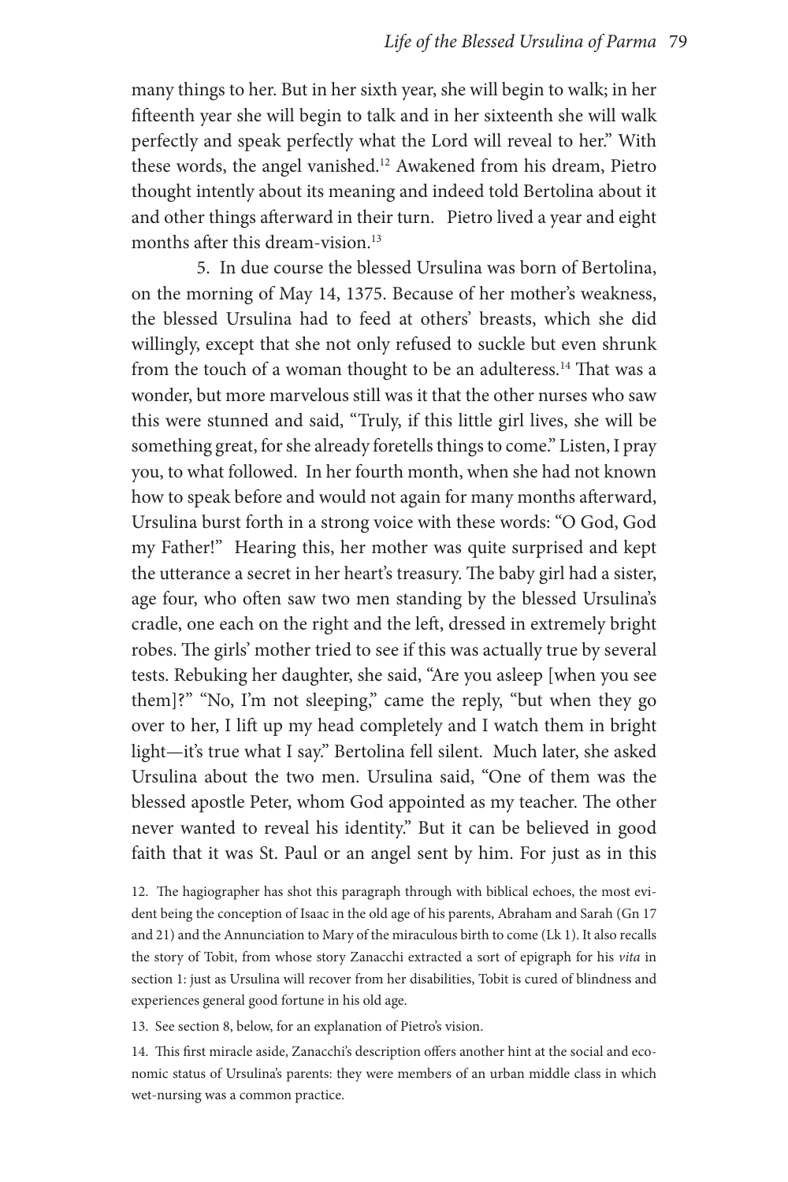many things to her. But in her sixth year, she will begin to walk; in her fifteenth year she will begin to talk and in her sixteenth she will walk perfectly and speak perfectly what the Lord will reveal to her." With these words, the angel vanished.[12] Awakened from his dream, Pietro thought intently about its meaning and indeed told Bertolina about it and other things afterward in their turn. Pietro lived a year and eight months after this dream-vision.[13]

5. In due course the blessed Ursulina was born of Bertolina, on the morning of May 14, 1375. Because of her mother's weakness, the blessed Ursulina had to feed at others' breasts, which she did willingly, except that she not only refused to suckle but even shrunk from the touch of a woman thought to be an adulteress.[14] That was a wonder, but more marvelous still was it that the other nurses who saw this were stunned and said, "Truly, if this little girl lives, she will be something great, for she already foretells things to come." Listen, I pray you, to what followed. In her fourth month, when she had not known how to speak before and would not again for many months afterward, Ursulina burst forth in a strong voice with these words: "O God, God my Father!" Hearing this, her mother was quite surprised and kept the utterance a secret in her heart's treasury. The baby girl had a sister, age four, who often saw two men standing by the blessed Ursulina's cradle, one each on the right and the left, dressed in extremely bright robes. The girls' mother tried to see if this was actually true by several tests. Rebuking her daughter, she said, "Are you asleep [when you see them]?" "No, I'm not sleeping," came the reply, "but when they go over to her, I lift up my head completely and I watch them in bright light—it's true what I say." Bertolina fell silent. Much later, she asked Ursulina about the two men. Ursulina said, "One of them was the blessed apostle Peter, whom God appointed as my teacher. The other never wanted to reveal his identity." But it can be believed in good faith that it was St. Paul or an angel sent by him. For just as in this

12. The hagiographer has shot this paragraph through with biblical echoes, the most evident being the conception of Isaac in the old age of his parents, Abraham and Sarah (Gn 17 and 21) and the Annunciation to Mary of the miraculous birth to come (Lk 1). It also recalls the story of Tobit, from whose story Zanacchi extracted a sort of epigraph for his *vita* in section 1: just as Ursulina will recover from her disabilities, Tobit is cured of blindness and experiences general good fortune in his old age.

13. See section 8, below, for an explanation of Pietro's vision.

14. This first miracle aside, Zanacchi's description offers another hint at the social and economic status of Ursulina's parents: they were members of an urban middle class in which wet-nursing was a common practice.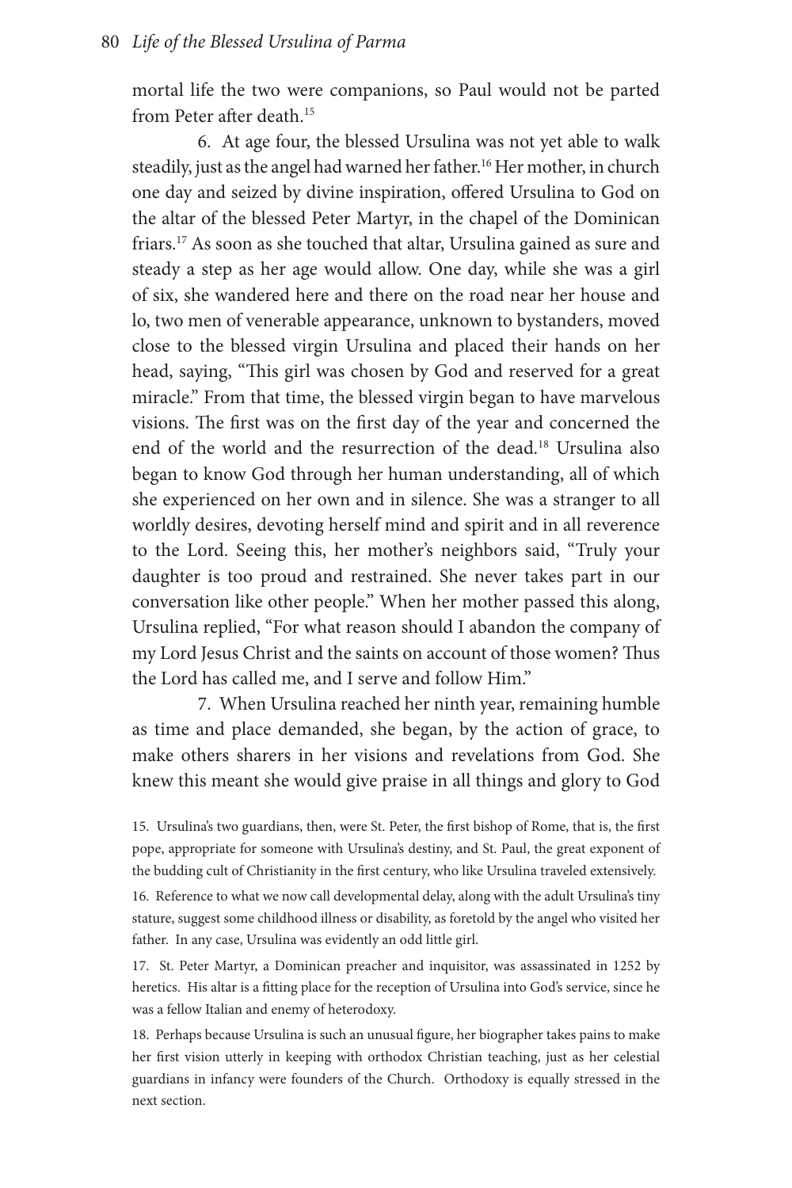mortal life the two were companions, so Paul would not be parted from Peter after death.[15]

6. At age four, the blessed Ursulina was not yet able to walk steadily, just as the angel had warned her father.[16] Her mother, in church one day and seized by divine inspiration, offered Ursulina to God on the altar of the blessed Peter Martyr, in the chapel of the Dominican friars.[17] As soon as she touched that altar, Ursulina gained as sure and steady a step as her age would allow. One day, while she was a girl of six, she wandered here and there on the road near her house and lo, two men of venerable appearance, unknown to bystanders, moved close to the blessed virgin Ursulina and placed their hands on her head, saying, "This girl was chosen by God and reserved for a great miracle." From that time, the blessed virgin began to have marvelous visions. The first was on the first day of the year and concerned the end of the world and the resurrection of the dead.[18] Ursulina also began to know God through her human understanding, all of which she experienced on her own and in silence. She was a stranger to all worldly desires, devoting herself mind and spirit and in all reverence to the Lord. Seeing this, her mother's neighbors said, "Truly your daughter is too proud and restrained. She never takes part in our conversation like other people." When her mother passed this along, Ursulina replied, "For what reason should I abandon the company of my Lord Jesus Christ and the saints on account of those women? Thus the Lord has called me, and I serve and follow Him."

7. When Ursulina reached her ninth year, remaining humble as time and place demanded, she began, by the action of grace, to make others sharers in her visions and revelations from God. She knew this meant she would give praise in all things and glory to God

15. Ursulina's two guardians, then, were St. Peter, the first bishop of Rome, that is, the first pope, appropriate for someone with Ursulina's destiny, and St. Paul, the great exponent of the budding cult of Christianity in the first century, who like Ursulina traveled extensively.

16. Reference to what we now call developmental delay, along with the adult Ursulina's tiny stature, suggest some childhood illness or disability, as foretold by the angel who visited her father. In any case, Ursulina was evidently an odd little girl.

17. St. Peter Martyr, a Dominican preacher and inquisitor, was assassinated in 1252 by heretics. His altar is a fitting place for the reception of Ursulina into God's service, since he was a fellow Italian and enemy of heterodoxy.

18. Perhaps because Ursulina is such an unusual figure, her biographer takes pains to make her first vision utterly in keeping with orthodox Christian teaching, just as her celestial guardians in infancy were founders of the Church. Orthodoxy is equally stressed in the next section.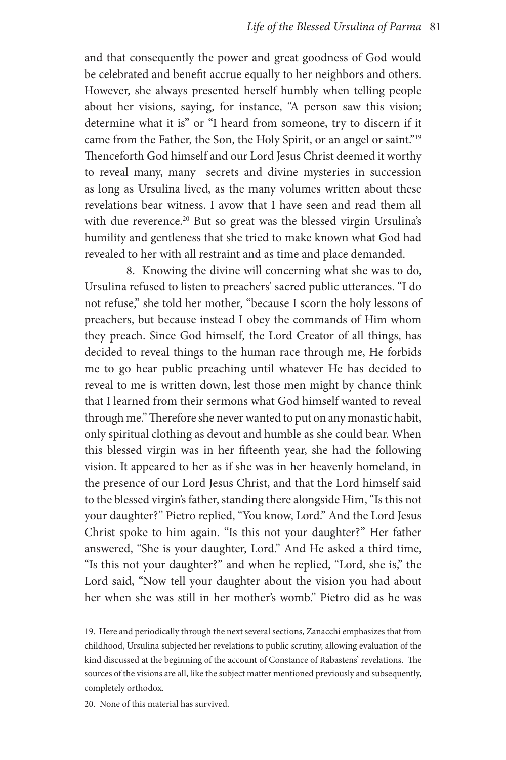and that consequently the power and great goodness of God would be celebrated and benefit accrue equally to her neighbors and others. However, she always presented herself humbly when telling people about her visions, saying, for instance, "A person saw this vision; determine what it is" or "I heard from someone, try to discern if it came from the Father, the Son, the Holy Spirit, or an angel or saint."[19] Thenceforth God himself and our Lord Jesus Christ deemed it worthy to reveal many, many secrets and divine mysteries in succession as long as Ursulina lived, as the many volumes written about these revelations bear witness. I avow that I have seen and read them all with due reverence.[20] But so great was the blessed virgin Ursulina's humility and gentleness that she tried to make known what God had revealed to her with all restraint and as time and place demanded.

8. Knowing the divine will concerning what she was to do, Ursulina refused to listen to preachers' sacred public utterances. "I do not refuse," she told her mother, "because I scorn the holy lessons of preachers, but because instead I obey the commands of Him whom they preach. Since God himself, the Lord Creator of all things, has decided to reveal things to the human race through me, He forbids me to go hear public preaching until whatever He has decided to reveal to me is written down, lest those men might by chance think that I learned from their sermons what God himself wanted to reveal through me." Therefore she never wanted to put on any monastic habit, only spiritual clothing as devout and humble as she could bear. When this blessed virgin was in her fifteenth year, she had the following vision. It appeared to her as if she was in her heavenly homeland, in the presence of our Lord Jesus Christ, and that the Lord himself said to the blessed virgin's father, standing there alongside Him, "Is this not your daughter?" Pietro replied, "You know, Lord." And the Lord Jesus Christ spoke to him again. "Is this not your daughter?" Her father answered, "She is your daughter, Lord." And He asked a third time, "Is this not your daughter?" and when he replied, "Lord, she is," the Lord said, "Now tell your daughter about the vision you had about her when she was still in her mother's womb." Pietro did as he was

19. Here and periodically through the next several sections, Zanacchi emphasizes that from childhood, Ursulina subjected her revelations to public scrutiny, allowing evaluation of the kind discussed at the beginning of the account of Constance of Rabastens' revelations. The sources of the visions are all, like the subject matter mentioned previously and subsequently, completely orthodox.

20. None of this material has survived.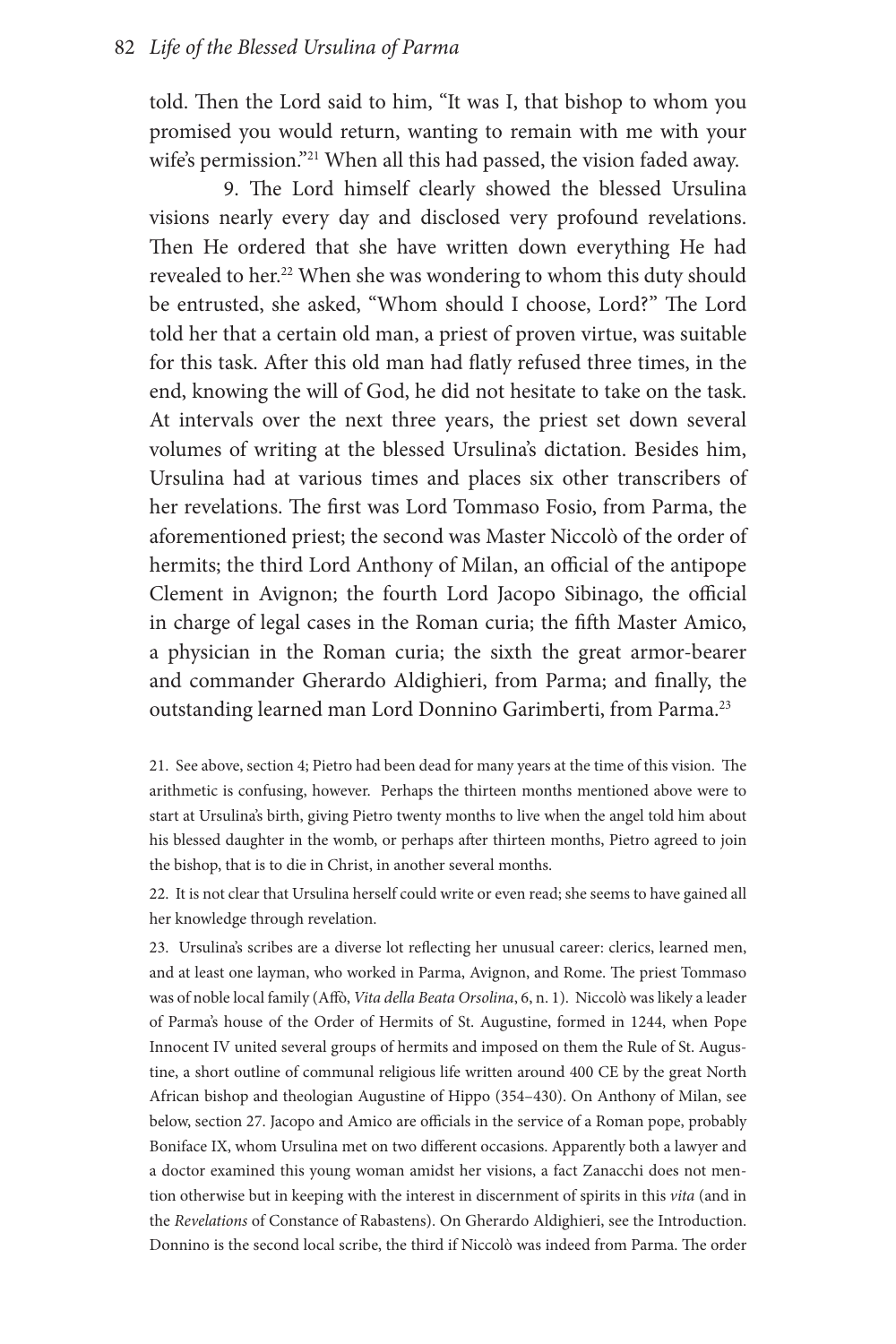told. Then the Lord said to him, "It was I, that bishop to whom you promised you would return, wanting to remain with me with your wife's permission."[21] When all this had passed, the vision faded away.

9. The Lord himself clearly showed the blessed Ursulina visions nearly every day and disclosed very profound revelations. Then He ordered that she have written down everything He had revealed to her.[22] When she was wondering to whom this duty should be entrusted, she asked, "Whom should I choose, Lord?" The Lord told her that a certain old man, a priest of proven virtue, was suitable for this task. After this old man had flatly refused three times, in the end, knowing the will of God, he did not hesitate to take on the task. At intervals over the next three years, the priest set down several volumes of writing at the blessed Ursulina's dictation. Besides him, Ursulina had at various times and places six other transcribers of her revelations. The first was Lord Tommaso Fosio, from Parma, the aforementioned priest; the second was Master Niccolò of the order of hermits; the third Lord Anthony of Milan, an official of the antipope Clement in Avignon; the fourth Lord Jacopo Sibinago, the official in charge of legal cases in the Roman curia; the fifth Master Amico, a physician in the Roman curia; the sixth the great armor-bearer and commander Gherardo Aldighieri, from Parma; and finally, the outstanding learned man Lord Donnino Garimberti, from Parma.[23]

21. See above, section 4; Pietro had been dead for many years at the time of this vision. The arithmetic is confusing, however. Perhaps the thirteen months mentioned above were to start at Ursulina's birth, giving Pietro twenty months to live when the angel told him about his blessed daughter in the womb, or perhaps after thirteen months, Pietro agreed to join the bishop, that is to die in Christ, in another several months.

22. It is not clear that Ursulina herself could write or even read; she seems to have gained all her knowledge through revelation.

23. Ursulina's scribes are a diverse lot reflecting her unusual career: clerics, learned men, and at least one layman, who worked in Parma, Avignon, and Rome. The priest Tommaso was of noble local family (Affò, *Vita della Beata Orsolina*, 6, n. 1). Niccolò was likely a leader of Parma's house of the Order of Hermits of St. Augustine, formed in 1244, when Pope Innocent IV united several groups of hermits and imposed on them the Rule of St. Augustine, a short outline of communal religious life written around 400 CE by the great North African bishop and theologian Augustine of Hippo (354–430). On Anthony of Milan, see below, section 27. Jacopo and Amico are officials in the service of a Roman pope, probably Boniface IX, whom Ursulina met on two different occasions. Apparently both a lawyer and a doctor examined this young woman amidst her visions, a fact Zanacchi does not mention otherwise but in keeping with the interest in discernment of spirits in this *vita* (and in the *Revelations* of Constance of Rabastens). On Gherardo Aldighieri, see the Introduction. Donnino is the second local scribe, the third if Niccolò was indeed from Parma. The order